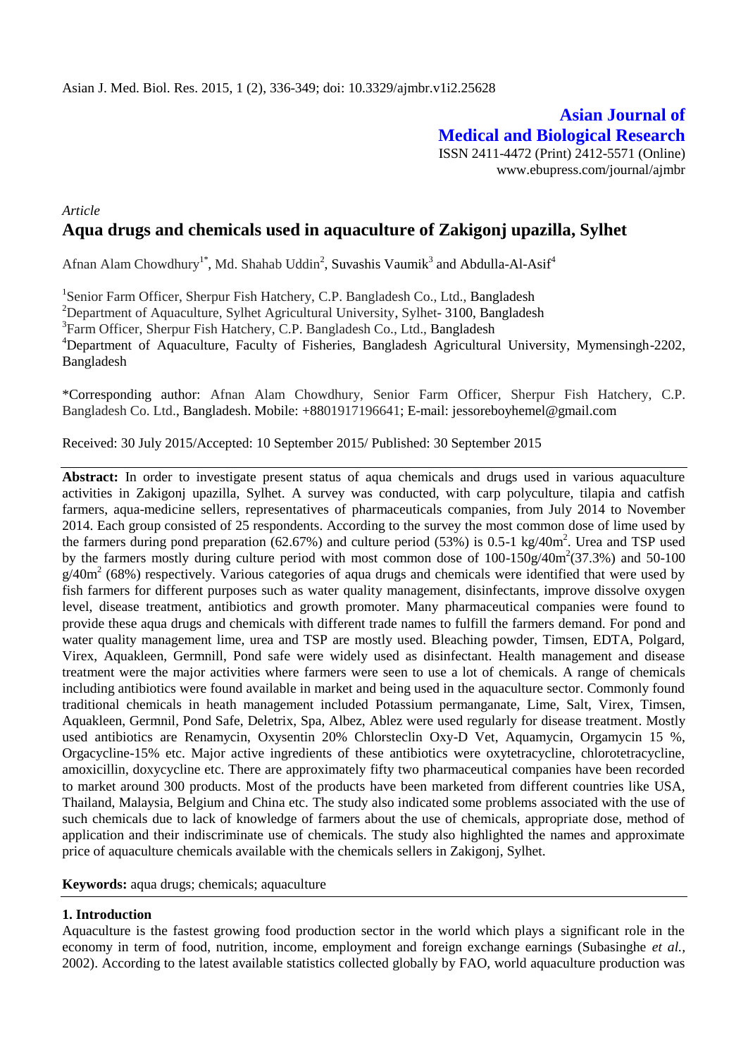Asian J. Med. Biol. Res. 2015, 1 (2), 336-349; doi: 10.3329/ajmbr.v1i2.25628

**Asian Journal of Medical and Biological Research**

ISSN 2411-4472 (Print) 2412-5571 (Online)
www.ebupress.com/journal/ajmbr

*Article*

# Aqua drugs and chemicals used in aquaculture of Zakigonj upazilla, Sylhet

Afnan Alam Chowdhury[1*], Md. Shahab Uddin[2], Suvashis Vaumik[3] and Abdulla-Al-Asif[4]

[1]Senior Farm Officer, Sherpur Fish Hatchery, C.P. Bangladesh Co., Ltd., Bangladesh

[2]Department of Aquaculture, Sylhet Agricultural University, Sylhet- 3100, Bangladesh

[3]Farm Officer, Sherpur Fish Hatchery, C.P. Bangladesh Co., Ltd., Bangladesh

[4]Department of Aquaculture, Faculty of Fisheries, Bangladesh Agricultural University, Mymensingh-2202, Bangladesh

*Corresponding author: Afnan Alam Chowdhury, Senior Farm Officer, Sherpur Fish Hatchery, C.P. Bangladesh Co. Ltd., Bangladesh. Mobile: +8801917196641; E-mail: jessoreboyhemel@gmail.com

Received: 30 July 2015/Accepted: 10 September 2015/ Published: 30 September 2015

**Abstract:** In order to investigate present status of aqua chemicals and drugs used in various aquaculture activities in Zakigonj upazilla, Sylhet. A survey was conducted, with carp polyculture, tilapia and catfish farmers, aqua-medicine sellers, representatives of pharmaceuticals companies, from July 2014 to November 2014. Each group consisted of 25 respondents. According to the survey the most common dose of lime used by the farmers during pond preparation (62.67%) and culture period (53%) is 0.5-1 kg/40m$^2$. Urea and TSP used by the farmers mostly during culture period with most common dose of 100-150g/40m$^2$(37.3%) and 50-100 g/40m$^2$ (68%) respectively. Various categories of aqua drugs and chemicals were identified that were used by fish farmers for different purposes such as water quality management, disinfectants, improve dissolve oxygen level, disease treatment, antibiotics and growth promoter. Many pharmaceutical companies were found to provide these aqua drugs and chemicals with different trade names to fulfill the farmers demand. For pond and water quality management lime, urea and TSP are mostly used. Bleaching powder, Timsen, EDTA, Polgard, Virex, Aquakleen, Germnill, Pond safe were widely used as disinfectant. Health management and disease treatment were the major activities where farmers were seen to use a lot of chemicals. A range of chemicals including antibiotics were found available in market and being used in the aquaculture sector. Commonly found traditional chemicals in heath management included Potassium permanganate, Lime, Salt, Virex, Timsen, Aquakleen, Germnil, Pond Safe, Deletrix, Spa, Albez, Ablez were used regularly for disease treatment. Mostly used antibiotics are Renamycin, Oxysentin 20% Chlorsteclin Oxy-D Vet, Aquamycin, Orgamycin 15 %, Orgacycline-15% etc. Major active ingredients of these antibiotics were oxytetracycline, chlorotetracycline, amoxicillin, doxycycline etc. There are approximately fifty two pharmaceutical companies have been recorded to market around 300 products. Most of the products have been marketed from different countries like USA, Thailand, Malaysia, Belgium and China etc. The study also indicated some problems associated with the use of such chemicals due to lack of knowledge of farmers about the use of chemicals, appropriate dose, method of application and their indiscriminate use of chemicals. The study also highlighted the names and approximate price of aquaculture chemicals available with the chemicals sellers in Zakigonj, Sylhet.

**Keywords:** aqua drugs; chemicals; aquaculture

## 1. Introduction

Aquaculture is the fastest growing food production sector in the world which plays a significant role in the economy in term of food, nutrition, income, employment and foreign exchange earnings (Subasinghe *et al.*, 2002). According to the latest available statistics collected globally by FAO, world aquaculture production was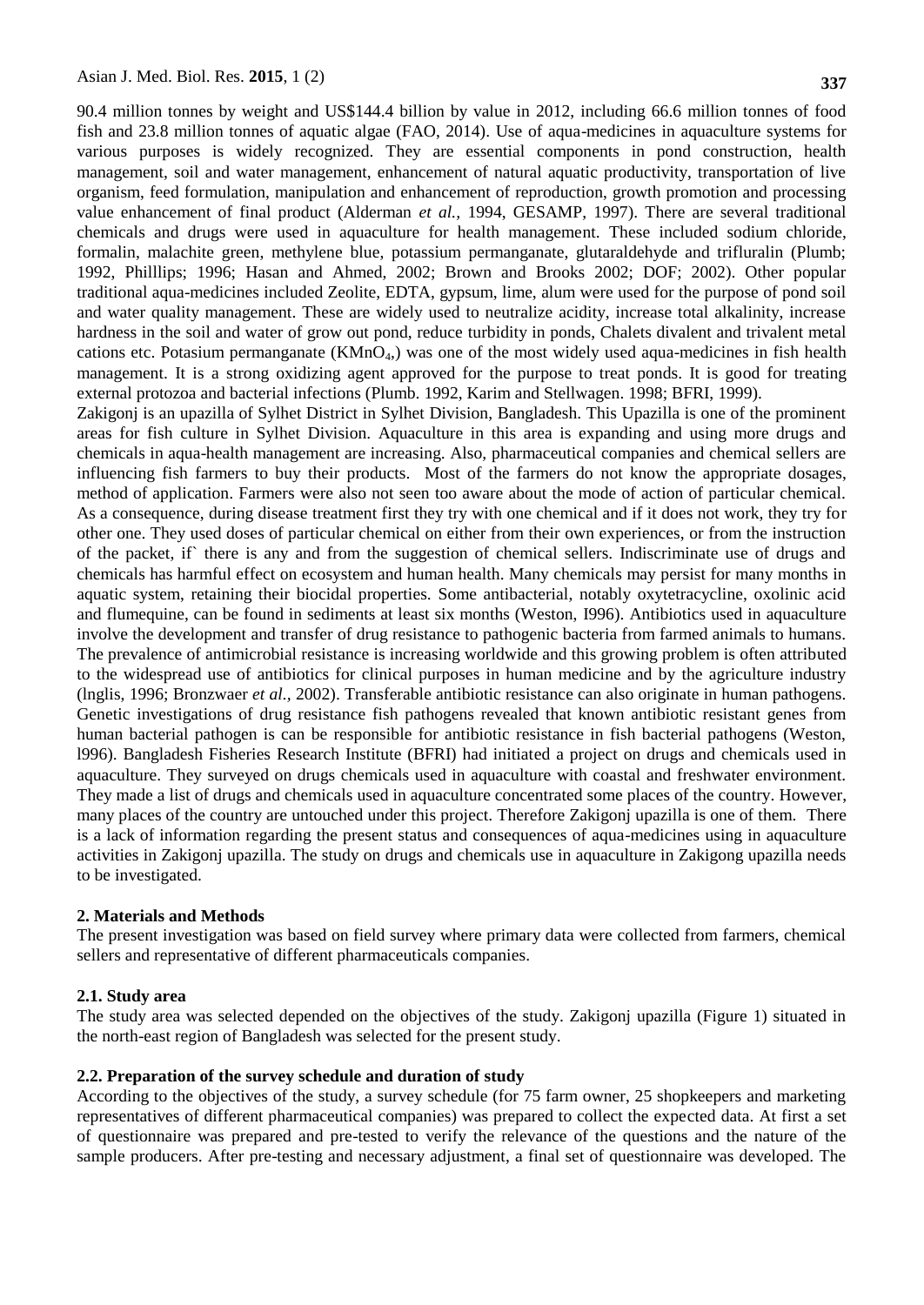90.4 million tonnes by weight and US$144.4 billion by value in 2012, including 66.6 million tonnes of food fish and 23.8 million tonnes of aquatic algae (FAO, 2014). Use of aqua-medicines in aquaculture systems for various purposes is widely recognized. They are essential components in pond construction, health management, soil and water management, enhancement of natural aquatic productivity, transportation of live organism, feed formulation, manipulation and enhancement of reproduction, growth promotion and processing value enhancement of final product (Alderman *et al.*, 1994, GESAMP, 1997). There are several traditional chemicals and drugs were used in aquaculture for health management. These included sodium chloride, formalin, malachite green, methylene blue, potassium permanganate, glutaraldehyde and trifluralin (Plumb; 1992, Phillips; 1996; Hasan and Ahmed, 2002; Brown and Brooks 2002; DOF; 2002). Other popular traditional aqua-medicines included Zeolite, EDTA, gypsum, lime, alum were used for the purpose of pond soil and water quality management. These are widely used to neutralize acidity, increase total alkalinity, increase hardness in the soil and water of grow out pond, reduce turbidity in ponds, Chalets divalent and trivalent metal cations etc. Potasium permanganate ($KMnO_4$,) was one of the most widely used aqua-medicines in fish health management. It is a strong oxidizing agent approved for the purpose to treat ponds. It is good for treating external protozoa and bacterial infections (Plumb. 1992, Karim and Stellwagen. 1998; BFRI, 1999).

Zakigonj is an upazilla of Sylhet District in Sylhet Division, Bangladesh. This Upazilla is one of the prominent areas for fish culture in Sylhet Division. Aquaculture in this area is expanding and using more drugs and chemicals in aqua-health management are increasing. Also, pharmaceutical companies and chemical sellers are influencing fish farmers to buy their products. Most of the farmers do not know the appropriate dosages, method of application. Farmers were also not seen too aware about the mode of action of particular chemical. As a consequence, during disease treatment first they try with one chemical and if it does not work, they try for other one. They used doses of particular chemical on either from their own experiences, or from the instruction of the packet, if` there is any and from the suggestion of chemical sellers. Indiscriminate use of drugs and chemicals has harmful effect on ecosystem and human health. Many chemicals may persist for many months in aquatic system, retaining their biocidal properties. Some antibacterial, notably oxytetracycline, oxolinic acid and flumequine, can be found in sediments at least six months (Weston, I996). Antibiotics used in aquaculture involve the development and transfer of drug resistance to pathogenic bacteria from farmed animals to humans. The prevalence of antimicrobial resistance is increasing worldwide and this growing problem is often attributed to the widespread use of antibiotics for clinical purposes in human medicine and by the agriculture industry (lnglis, 1996; Bronzwaer *et al.,* 2002). Transferable antibiotic resistance can also originate in human pathogens. Genetic investigations of drug resistance fish pathogens revealed that known antibiotic resistant genes from human bacterial pathogen is can be responsible for antibiotic resistance in fish bacterial pathogens (Weston, l996). Bangladesh Fisheries Research Institute (BFRI) had initiated a project on drugs and chemicals used in aquaculture. They surveyed on drugs chemicals used in aquaculture with coastal and freshwater environment. They made a list of drugs and chemicals used in aquaculture concentrated some places of the country. However, many places of the country are untouched under this project. Therefore Zakigonj upazilla is one of them. There is a lack of information regarding the present status and consequences of aqua-medicines using in aquaculture activities in Zakigonj upazilla. The study on drugs and chemicals use in aquaculture in Zakigong upazilla needs to be investigated.

## 2. Materials and Methods

The present investigation was based on field survey where primary data were collected from farmers, chemical sellers and representative of different pharmaceuticals companies.

### 2.1. Study area

The study area was selected depended on the objectives of the study. Zakigonj upazilla (Figure 1) situated in the north-east region of Bangladesh was selected for the present study.

### 2.2. Preparation of the survey schedule and duration of study

According to the objectives of the study, a survey schedule (for 75 farm owner, 25 shopkeepers and marketing representatives of different pharmaceutical companies) was prepared to collect the expected data. At first a set of questionnaire was prepared and pre-tested to verify the relevance of the questions and the nature of the sample producers. After pre-testing and necessary adjustment, a final set of questionnaire was developed. The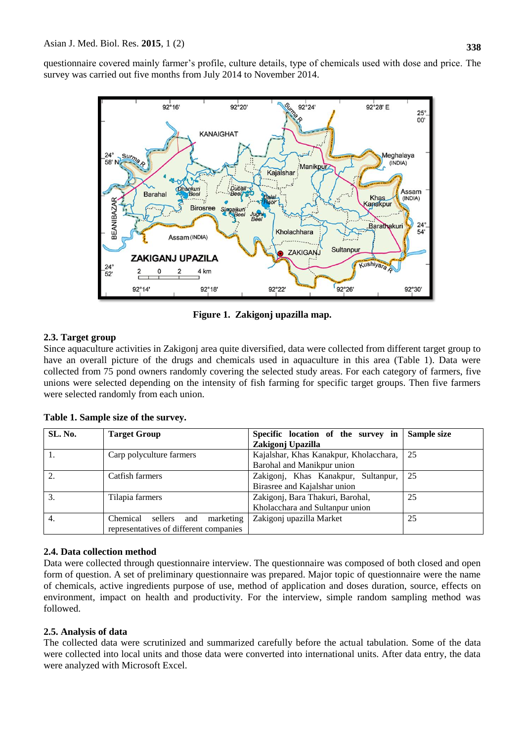questionnaire covered mainly farmer's profile, culture details, type of chemicals used with dose and price. The survey was carried out five months from July 2014 to November 2014.

**Figure 1. Zakigonj upazilla map.**

### 2.3. Target group

Since aquaculture activities in Zakigonj area quite diversified, data were collected from different target group to have an overall picture of the drugs and chemicals used in aquaculture in this area (Table 1). Data were collected from 75 pond owners randomly covering the selected study areas. For each category of farmers, five unions were selected depending on the intensity of fish farming for specific target groups. Then five farmers were selected randomly from each union.

**Table 1. Sample size of the survey.**

| SL. No. | Target Group | Specific location of the survey in Zakigonj Upazilla | Sample size |
|---|---|---|---|
| 1. | Carp polyculture farmers | Kajalshar, Khas Kanakpur, Kholacchara, Barohal and Manikpur union | 25 |
| 2. | Catfish farmers | Zakigonj, Khas Kanakpur, Sultanpur, Birasree and Kajalshar union | 25 |
| 3. | Tilapia farmers | Zakigonj, Bara Thakuri, Barohal, Kholacchara and Sultanpur union | 25 |
| 4. | Chemical sellers and marketing representatives of different companies | Zakigonj upazilla Market | 25 |

### 2.4. Data collection method

Data were collected through questionnaire interview. The questionnaire was composed of both closed and open form of question. A set of preliminary questionnaire was prepared. Major topic of questionnaire were the name of chemicals, active ingredients purpose of use, method of application and doses duration, source, effects on environment, impact on health and productivity. For the interview, simple random sampling method was followed.

### 2.5. Analysis of data

The collected data were scrutinized and summarized carefully before the actual tabulation. Some of the data were collected into local units and those data were converted into international units. After data entry, the data were analyzed with Microsoft Excel.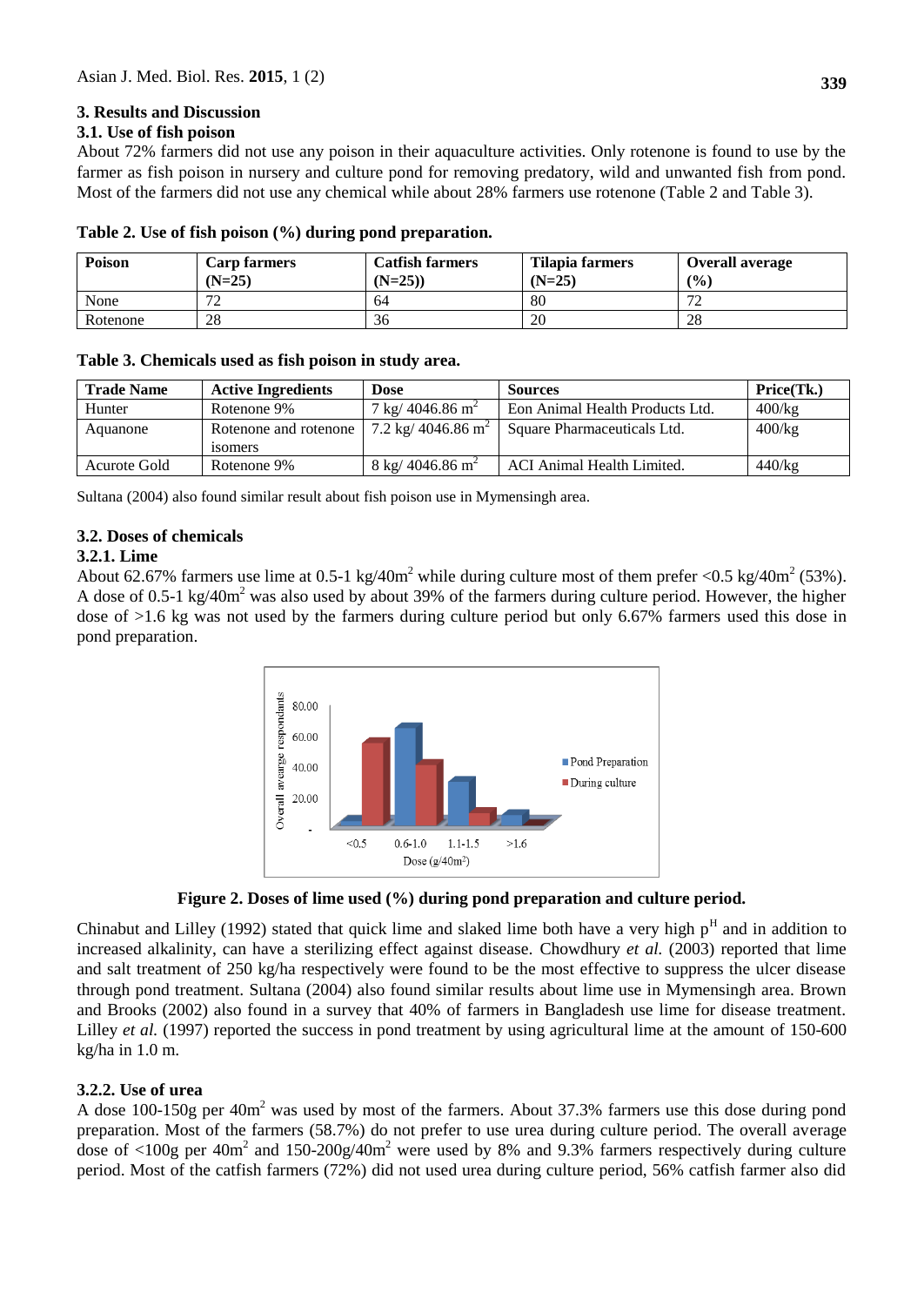## 3. Results and Discussion

### 3.1. Use of fish poison

About 72% farmers did not use any poison in their aquaculture activities. Only rotenone is found to use by the farmer as fish poison in nursery and culture pond for removing predatory, wild and unwanted fish from pond. Most of the farmers did not use any chemical while about 28% farmers use rotenone (Table 2 and Table 3).

**Table 2. Use of fish poison (%) during pond preparation.**

| Poison | Carp farmers (N=25) | Catfish farmers (N=25)) | Tilapia farmers (N=25) | Overall average (%) |
|---|---|---|---|---|
| None | 72 | 64 | 80 | 72 |
| Rotenone | 28 | 36 | 20 | 28 |

**Table 3. Chemicals used as fish poison in study area.**

| Trade Name | Active Ingredients | Dose | Sources | Price(Tk.) |
|---|---|---|---|---|
| Hunter | Rotenone 9% | 7 kg/ 4046.86 $m^2$ | Eon Animal Health Products Ltd. | 400/kg |
| Aquanone | Rotenone and rotenone isomers | 7.2 kg/ 4046.86 $m^2$ | Square Pharmaceuticals Ltd. | 400/kg |
| Acurote Gold | Rotenone 9% | 8 kg/ 4046.86 $m^2$ | ACI Animal Health Limited. | 440/kg |

Sultana (2004) also found similar result about fish poison use in Mymensingh area.

### 3.2. Doses of chemicals

#### 3.2.1. Lime

About 62.67% farmers use lime at 0.5-1 kg/40$m^2$ while during culture most of them prefer <0.5 kg/40$m^2$ (53%). A dose of 0.5-1 kg/40$m^2$ was also used by about 39% of the farmers during culture period. However, the higher dose of >1.6 kg was not used by the farmers during culture period but only 6.67% farmers used this dose in pond preparation.

**Figure 2. Doses of lime used (%) during pond preparation and culture period.**

Chinabut and Lilley (1992) stated that quick lime and slaked lime both have a very high $p^H$ and in addition to increased alkalinity, can have a sterilizing effect against disease. Chowdhury *et al.* (2003) reported that lime and salt treatment of 250 kg/ha respectively were found to be the most effective to suppress the ulcer disease through pond treatment. Sultana (2004) also found similar results about lime use in Mymensingh area. Brown and Brooks (2002) also found in a survey that 40% of farmers in Bangladesh use lime for disease treatment. Lilley *et al.* (1997) reported the success in pond treatment by using agricultural lime at the amount of 150-600 kg/ha in 1.0 m.

#### 3.2.2. Use of urea

A dose 100-150g per 40$m^2$ was used by most of the farmers. About 37.3% farmers use this dose during pond preparation. Most of the farmers (58.7%) do not prefer to use urea during culture period. The overall average dose of <100g per 40$m^2$ and 150-200g/40$m^2$ were used by 8% and 9.3% farmers respectively during culture period. Most of the catfish farmers (72%) did not used urea during culture period, 56% catfish farmer also did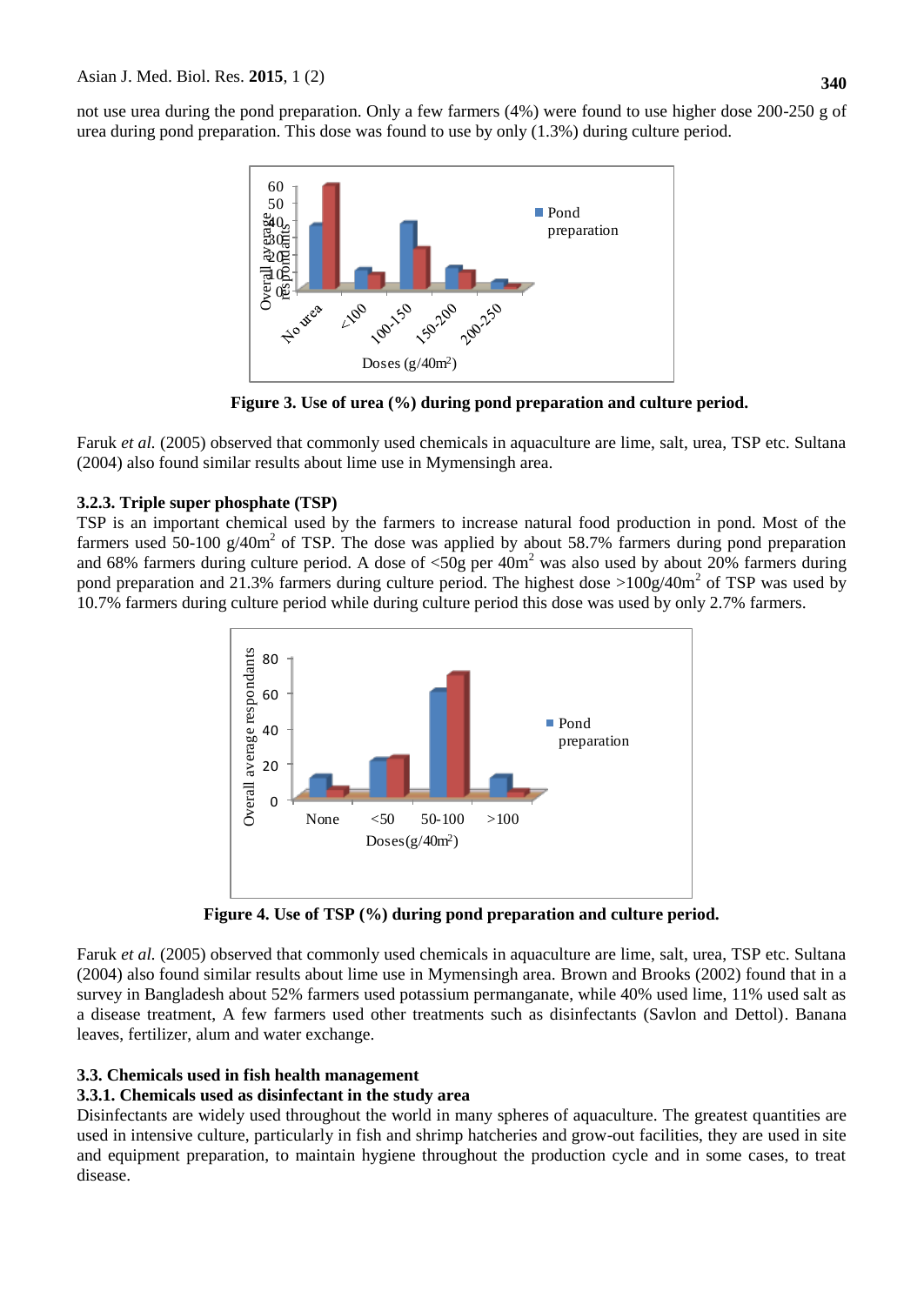not use urea during the pond preparation. Only a few farmers (4%) were found to use higher dose 200-250 g of urea during pond preparation. This dose was found to use by only (1.3%) during culture period.

**Figure 3. Use of urea (%) during pond preparation and culture period.**

Faruk *et al.* (2005) observed that commonly used chemicals in aquaculture are lime, salt, urea, TSP etc. Sultana (2004) also found similar results about lime use in Mymensingh area.

### 3.2.3. Triple super phosphate (TSP)

TSP is an important chemical used by the farmers to increase natural food production in pond. Most of the farmers used 50-100 g/40m$^2$ of TSP. The dose was applied by about 58.7% farmers during pond preparation and 68% farmers during culture period. A dose of <50g per 40m$^2$ was also used by about 20% farmers during pond preparation and 21.3% farmers during culture period. The highest dose >100g/40m$^2$ of TSP was used by 10.7% farmers during culture period while during culture period this dose was used by only 2.7% farmers.

**Figure 4. Use of TSP (%) during pond preparation and culture period.**

Faruk *et al.* (2005) observed that commonly used chemicals in aquaculture are lime, salt, urea, TSP etc. Sultana (2004) also found similar results about lime use in Mymensingh area. Brown and Brooks (2002) found that in a survey in Bangladesh about 52% farmers used potassium permanganate, while 40% used lime, 11% used salt as a disease treatment, A few farmers used other treatments such as disinfectants (Savlon and Dettol). Banana leaves, fertilizer, alum and water exchange.

## 3.3. Chemicals used in fish health management

### 3.3.1. Chemicals used as disinfectant in the study area

Disinfectants are widely used throughout the world in many spheres of aquaculture. The greatest quantities are used in intensive culture, particularly in fish and shrimp hatcheries and grow-out facilities, they are used in site and equipment preparation, to maintain hygiene throughout the production cycle and in some cases, to treat disease.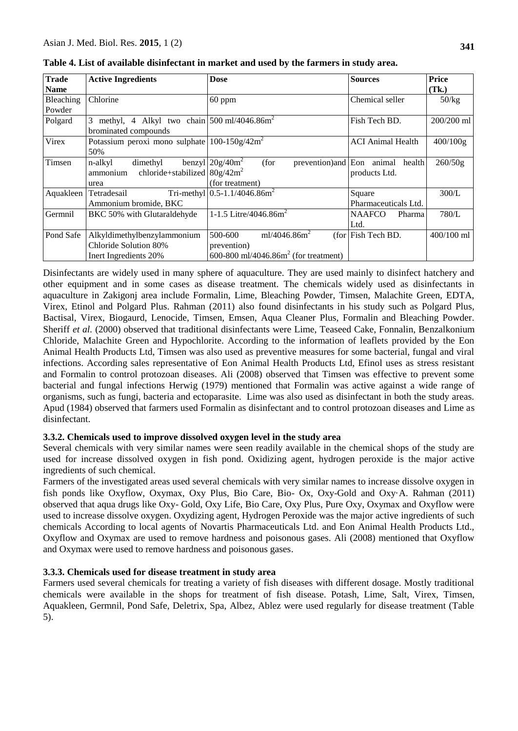**Table 4. List of available disinfectant in market and used by the farmers in study area.**

| Trade Name | Active Ingredients | Dose | Sources | Price (Tk.) |
|---|---|---|---|---|
| Bleaching Powder | Chlorine | 60 ppm | Chemical seller | 50/kg |
| Polgard | 3 methyl, 4 Alkyl two chain brominated compounds | 500 ml/4046.86m$^2$ | Fish Tech BD. | 200/200 ml |
| Virex | Potassium peroxi mono sulphate 50% | 100-150g/42m$^2$ | ACI Animal Health | 400/100g |
| Timsen | n-alkyl dimethyl benzyl ammonium chloride+stabilized urea | 20g/40m$^2$ (for prevention)and 80g/42m$^2$ (for treatment) | Eon animal health products Ltd. | 260/50g |
| Aquakleen | Tetradesail Tri-methyl Ammonium bromide, BKC | 0.5-1.1/4046.86m$^2$ | Square Pharmaceuticals Ltd. | 300/L |
| Germnil | BKC 50% with Glutaraldehyde | 1-1.5 Litre/4046.86m$^2$ | NAAFCO Pharma Ltd. | 780/L |
| Pond Safe | Alkyldimethylbenzylammonium Chloride Solution 80% Inert Ingredients 20% | 500-600 ml/4046.86m$^2$ (for prevention) 600-800 ml/4046.86m$^2$ (for treatment) | Fish Tech BD. | 400/100 ml |

Disinfectants are widely used in many sphere of aquaculture. They are used mainly to disinfect hatchery and other equipment and in some cases as disease treatment. The chemicals widely used as disinfectants in aquaculture in Zakigonj area include Formalin, Lime, Bleaching Powder, Timsen, Malachite Green, EDTA, Virex, Etinol and Polgard Plus. Rahman (2011) also found disinfectants in his study such as Polgard Plus, Bactisal, Virex, Biogaurd, Lenocide, Timsen, Emsen, Aqua Cleaner Plus, Formalin and Bleaching Powder. Sheriff *et al.* (2000) observed that traditional disinfectants were Lime, Teaseed Cake, Fonnalin, Benzalkonium Chloride, Malachite Green and Hypochlorite. According to the information of leaflets provided by the Eon Animal Health Products Ltd, Timsen was also used as preventive measures for some bacterial, fungal and viral infections. According sales representative of Eon Animal Health Products Ltd, Efinol uses as stress resistant and Formalin to control protozoan diseases. Ali (2008) observed that Timsen was effective to prevent some bacterial and fungal infections Herwig (1979) mentioned that Formalin was active against a wide range of organisms, such as fungi, bacteria and ectoparasite. Lime was also used as disinfectant in both the study areas. Apud (1984) observed that farmers used Formalin as disinfectant and to control protozoan diseases and Lime as disinfectant.

### 3.3.2. Chemicals used to improve dissolved oxygen level in the study area

Several chemicals with very similar names were seen readily available in the chemical shops of the study are used for increase dissolved oxygen in fish pond. Oxidizing agent, hydrogen peroxide is the major active ingredients of such chemical.

Farmers of the investigated areas used several chemicals with very similar names to increase dissolve oxygen in fish ponds like Oxyflow, Oxymax, Oxy Plus, Bio Care, Bio- Ox, Oxy-Gold and Oxy·A. Rahman (2011) observed that aqua drugs like Oxy- Gold, Oxy Life, Bio Care, Oxy Plus, Pure Oxy, Oxymax and Oxyflow were used to increase dissolve oxygen. Oxydizing agent, Hydrogen Peroxide was the major active ingredients of such chemicals According to local agents of Novartis Pharmaceuticals Ltd. and Eon Animal Health Products Ltd., Oxyflow and Oxymax are used to remove hardness and poisonous gases. Ali (2008) mentioned that Oxyflow and Oxymax were used to remove hardness and poisonous gases.

### 3.3.3. Chemicals used for disease treatment in study area

Farmers used several chemicals for treating a variety of fish diseases with different dosage. Mostly traditional chemicals were available in the shops for treatment of fish disease. Potash, Lime, Salt, Virex, Timsen, Aquakleen, Germnil, Pond Safe, Deletrix, Spa, Albez, Ablez were used regularly for disease treatment (Table 5).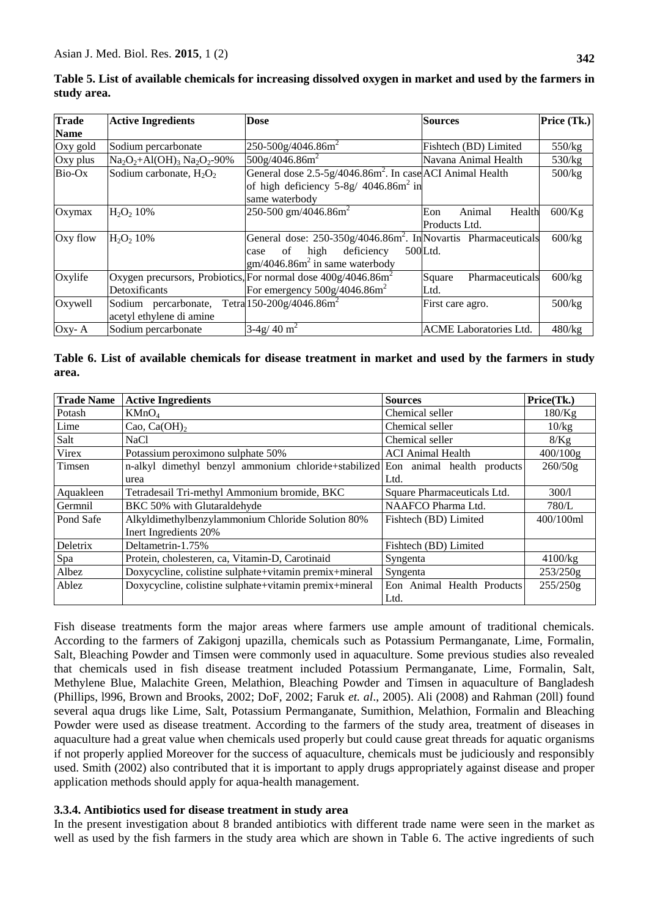**Table 5. List of available chemicals for increasing dissolved oxygen in market and used by the farmers in study area.**

| Trade Name | Active Ingredients | Dose | Sources | Price (Tk.) |
|---|---|---|---|---|
| Oxy gold | Sodium percarbonate | 250-500g/4046.86m$^2$ | Fishtech (BD) Limited | 550/kg |
| Oxy plus | $Na_2O_2$+$Al(OH)_3$ $Na_2O_2$-90% | 500g/4046.86m$^2$ | Navana Animal Health | 530/kg |
| Bio-Ox | Sodium carbonate, $H_2O_2$ | General dose 2.5-5g/4046.86m$^2$. In case of high deficiency 5-8g/ 4046.86m$^2$ in same waterbody | ACI Animal Health | 500/kg |
| Oxymax | $H_2O_2$ 10% | 250-500 gm/4046.86m$^2$ | Eon Animal Health Products Ltd. | 600/Kg |
| Oxy flow | $H_2O_2$ 10% | General dose: 250-350g/4046.86m$^2$. In case of high deficiency 500 gm/4046.86m$^2$ in same waterbody | Novartis Pharmaceuticals Ltd. | 600/kg |
| Oxylife | Oxygen precursors, Probiotics, Detoxificants | For normal dose 400g/4046.86m$^2$ For emergency 500g/4046.86m$^2$ | Square Pharmaceuticals Ltd. | 600/kg |
| Oxywell | Sodium percarbonate, Tetra acetyl ethylene di amine | 150-200g/4046.86m$^2$ | First care agro. | 500/kg |
| Oxy- A | Sodium percarbonate | 3-4g/ 40 m$^2$ | ACME Laboratories Ltd. | 480/kg |

**Table 6. List of available chemicals for disease treatment in market and used by the farmers in study area.**

| Trade Name | Active Ingredients | Sources | Price(Tk.) |
|---|---|---|---|
| Potash | $KMnO_4$ | Chemical seller | 180/Kg |
| Lime | Cao, $Ca(OH)_2$ | Chemical seller | 10/kg |
| Salt | NaCl | Chemical seller | 8/Kg |
| Virex | Potassium peroximono sulphate 50% | ACI Animal Health | 400/100g |
| Timsen | n-alkyl dimethyl benzyl ammonium chloride+stabilized urea | Eon animal health products Ltd. | 260/50g |
| Aquakleen | Tetradesail Tri-methyl Ammonium bromide, BKC | Square Pharmaceuticals Ltd. | 300/l |
| Germnil | BKC 50% with Glutaraldehyde | NAAFCO Pharma Ltd. | 780/L |
| Pond Safe | Alkyldimethylbenzylammonium Chloride Solution 80% Inert Ingredients 20% | Fishtech (BD) Limited | 400/100ml |
| Deletrix | Deltametrin-1.75% | Fishtech (BD) Limited | |
| Spa | Protein, cholesteren, ca, Vitamin-D, Carotinaid | Syngenta | 4100/kg |
| Albez | Doxycycline, colistine sulphate+vitamin premix+mineral | Syngenta | 253/250g |
| Ablez | Doxycycline, colistine sulphate+vitamin premix+mineral | Eon Animal Health Products Ltd. | 255/250g |

Fish disease treatments form the major areas where farmers use ample amount of traditional chemicals. According to the farmers of Zakigonj upazilla, chemicals such as Potassium Permanganate, Lime, Formalin, Salt, Bleaching Powder and Timsen were commonly used in aquaculture. Some previous studies also revealed that chemicals used in fish disease treatment included Potassium Permanganate, Lime, Formalin, Salt, Methylene Blue, Malachite Green, Melathion, Bleaching Powder and Timsen in aquaculture of Bangladesh (Phillips, l996, Brown and Brooks, 2002; DoF, 2002; Faruk *et. al*., 2005). Ali (2008) and Rahman (20ll) found several aqua drugs like Lime, Salt, Potassium Permanganate, Sumithion, Melathion, Formalin and Bleaching Powder were used as disease treatment. According to the farmers of the study area, treatment of diseases in aquaculture had a great value when chemicals used properly but could cause great threads for aquatic organisms if not properly applied Moreover for the success of aquaculture, chemicals must be judiciously and responsibly used. Smith (2002) also contributed that it is important to apply drugs appropriately against disease and proper application methods should apply for aqua-health management.

### 3.3.4. Antibiotics used for disease treatment in study area

In the present investigation about 8 branded antibiotics with different trade name were seen in the market as well as used by the fish farmers in the study area which are shown in Table 6. The active ingredients of such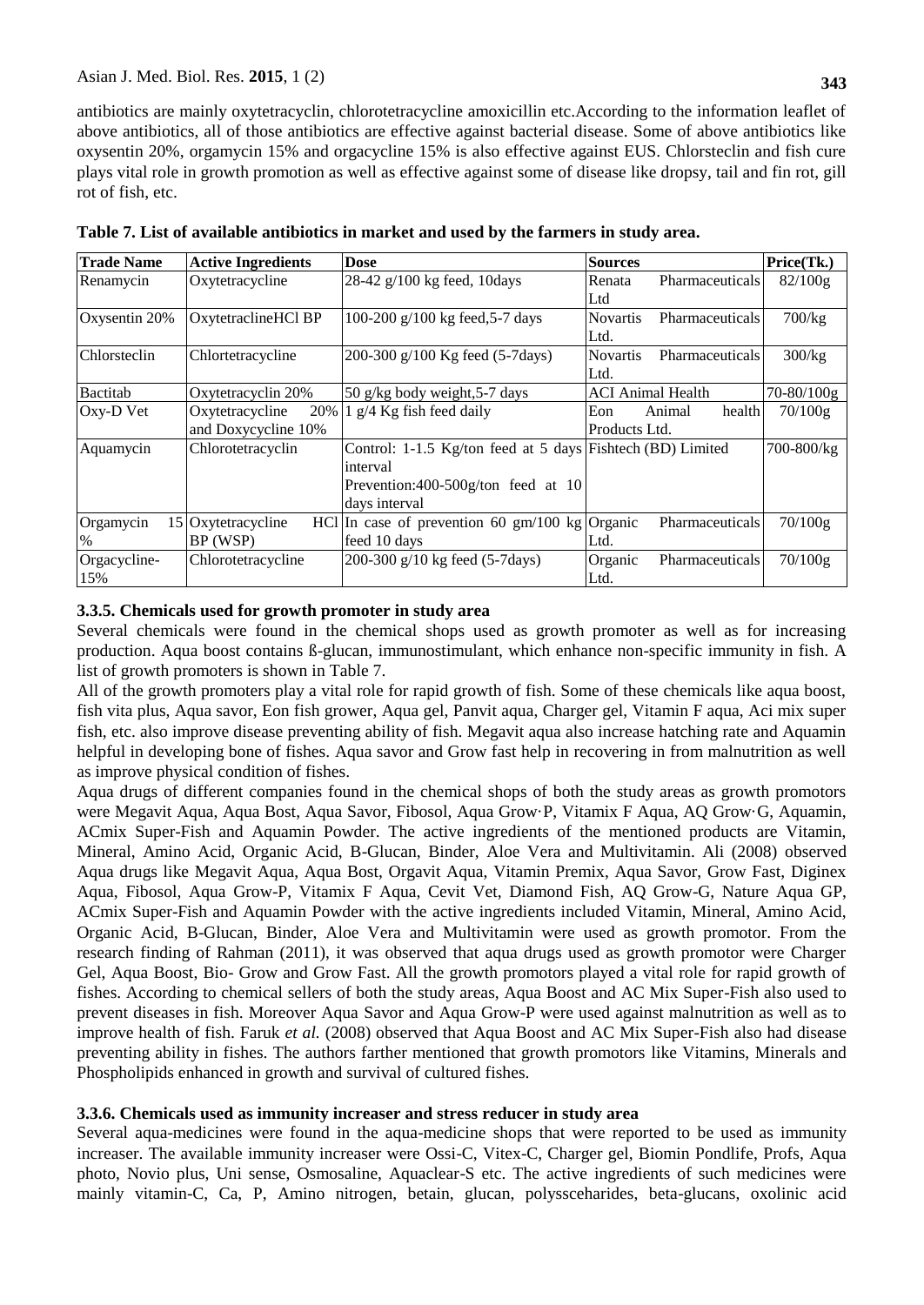antibiotics are mainly oxytetracyclin, chlorotetracycline amoxicillin etc.According to the information leaflet of above antibiotics, all of those antibiotics are effective against bacterial disease. Some of above antibiotics like oxysentin 20%, orgamycin 15% and orgacycline 15% is also effective against EUS. Chlorsteclin and fish cure plays vital role in growth promotion as well as effective against some of disease like dropsy, tail and fin rot, gill rot of fish, etc.

**Table 7. List of available antibiotics in market and used by the farmers in study area.**

| Trade Name | Active Ingredients | Dose | Sources | Price(Tk.) |
|---|---|---|---|---|
| Renamycin | Oxytetracycline | 28-42 g/100 kg feed, 10days | Renata Pharmaceuticals Ltd | 82/100g |
| Oxysentin 20% | OxytetraclineHCl BP | 100-200 g/100 kg feed,5-7 days | Novartis Pharmaceuticals Ltd. | 700/kg |
| Chlorsteclin | Chlortetracycline | 200-300 g/100 Kg feed (5-7days) | Novartis Pharmaceuticals Ltd. | 300/kg |
| Bactitab | Oxytetracyclin 20% | 50 g/kg body weight,5-7 days | ACI Animal Health | 70-80/100g |
| Oxy-D Vet | Oxytetracycline 20% and Doxycycline 10% | 1 g/4 Kg fish feed daily | Eon Animal health Products Ltd. | 70/100g |
| Aquamycin | Chlorotetracyclin | Control: 1-1.5 Kg/ton feed at 5 days interval<br>Prevention:400-500g/ton feed at 10 days interval | Fishtech (BD) Limited | 700-800/kg |
| Orgamycin 15 % | Oxytetracycline HCl BP (WSP) | In case of prevention 60 gm/100 kg feed 10 days | Organic Pharmaceuticals Ltd. | 70/100g |
| Orgacycline-15% | Chlorotetracycline | 200-300 g/10 kg feed (5-7days) | Organic Pharmaceuticals Ltd. | 70/100g |

### 3.3.5. Chemicals used for growth promoter in study area

Several chemicals were found in the chemical shops used as growth promoter as well as for increasing production. Aqua boost contains ß-glucan, immunostimulant, which enhance non-specific immunity in fish. A list of growth promoters is shown in Table 7.

All of the growth promoters play a vital role for rapid growth of fish. Some of these chemicals like aqua boost, fish vita plus, Aqua savor, Eon fish grower, Aqua gel, Panvit aqua, Charger gel, Vitamin F aqua, Aci mix super fish, etc. also improve disease preventing ability of fish. Megavit aqua also increase hatching rate and Aquamin helpful in developing bone of fishes. Aqua savor and Grow fast help in recovering in from malnutrition as well as improve physical condition of fishes.

Aqua drugs of different companies found in the chemical shops of both the study areas as growth promotors were Megavit Aqua, Aqua Bost, Aqua Savor, Fibosol, Aqua Grow·P, Vitamix F Aqua, AQ Grow·G, Aquamin, ACmix Super-Fish and Aquamin Powder. The active ingredients of the mentioned products are Vitamin, Mineral, Amino Acid, Organic Acid, B-Glucan, Binder, Aloe Vera and Multivitamin. Ali (2008) observed Aqua drugs like Megavit Aqua, Aqua Bost, Orgavit Aqua, Vitamin Premix, Aqua Savor, Grow Fast, Diginex Aqua, Fibosol, Aqua Grow-P, Vitamix F Aqua, Cevit Vet, Diamond Fish, AQ Grow-G, Nature Aqua GP, ACmix Super-Fish and Aquamin Powder with the active ingredients included Vitamin, Mineral, Amino Acid, Organic Acid, B-Glucan, Binder, Aloe Vera and Multivitamin were used as growth promotor. From the research finding of Rahman (2011), it was observed that aqua drugs used as growth promotor were Charger Gel, Aqua Boost, Bio- Grow and Grow Fast. All the growth promotors played a vital role for rapid growth of fishes. According to chemical sellers of both the study areas, Aqua Boost and AC Mix Super-Fish also used to prevent diseases in fish. Moreover Aqua Savor and Aqua Grow-P were used against malnutrition as well as to improve health of fish. Faruk *et al.* (2008) observed that Aqua Boost and AC Mix Super-Fish also had disease preventing ability in fishes. The authors farther mentioned that growth promotors like Vitamins, Minerals and Phospholipids enhanced in growth and survival of cultured fishes.

### 3.3.6. Chemicals used as immunity increaser and stress reducer in study area

Several aqua-medicines were found in the aqua-medicine shops that were reported to be used as immunity increaser. The available immunity increaser were Ossi-C, Vitex-C, Charger gel, Biomin Pondlife, Profs, Aqua photo, Novio plus, Uni sense, Osmosaline, Aquaclear-S etc. The active ingredients of such medicines were mainly vitamin-C, Ca, P, Amino nitrogen, betain, glucan, polyssceharides, beta-glucans, oxolinic acid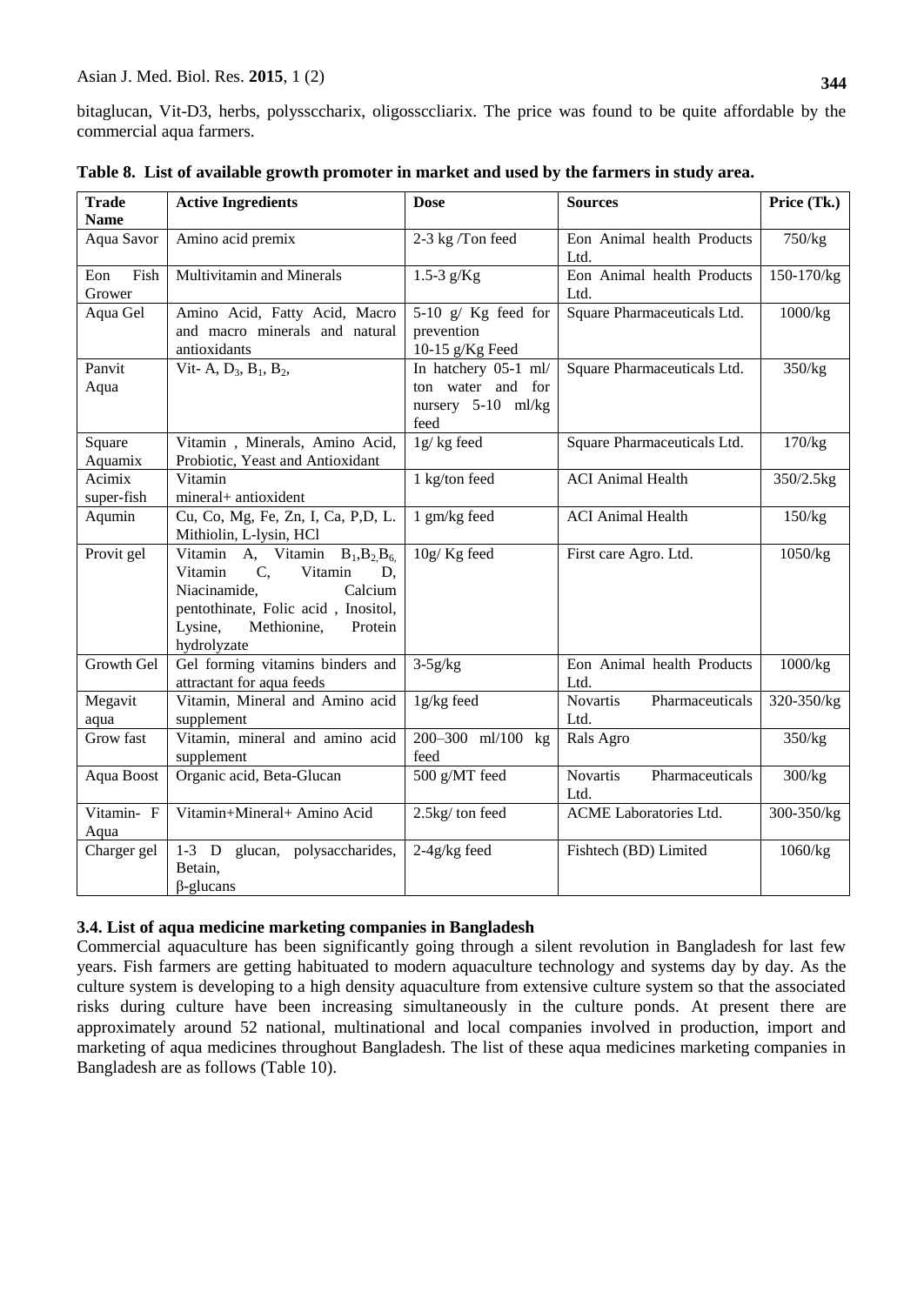bitaglucan, Vit-D3, herbs, polyssccharix, oligossccliarix. The price was found to be quite affordable by the commercial aqua farmers.

**Table 8. List of available growth promoter in market and used by the farmers in study area.**

| Trade Name | Active Ingredients | Dose | Sources | Price (Tk.) |
|---|---|---|---|---|
| Aqua Savor | Amino acid premix | 2-3 kg /Ton feed | Eon Animal health Products Ltd. | 750/kg |
| Eon Fish Grower | Multivitamin and Minerals | 1.5-3 g/Kg | Eon Animal health Products Ltd. | 150-170/kg |
| Aqua Gel | Amino Acid, Fatty Acid, Macro and macro minerals and natural antioxidants | 5-10 g/ Kg feed for prevention 10-15 g/Kg Feed | Square Pharmaceuticals Ltd. | 1000/kg |
| Panvit Aqua | Vit- A, $D_3$, $B_1$, $B_2$, | In hatchery 05-1 ml/ ton water and for nursery 5-10 ml/kg feed | Square Pharmaceuticals Ltd. | 350/kg |
| Square Aquamix | Vitamin , Minerals, Amino Acid, Probiotic, Yeast and Antioxidant | 1g/ kg feed | Square Pharmaceuticals Ltd. | 170/kg |
| Acimix super-fish | Vitamin mineral+ antioxident | 1 kg/ton feed | ACI Animal Health | 350/2.5kg |
| Aqumin | Cu, Co, Mg, Fe, Zn, I, Ca, P,D, L. Mithiolin, L-lysin, HCl | 1 gm/kg feed | ACI Animal Health | 150/kg |
| Provit gel | Vitamin A, Vitamin $B_1$,$B_2$,$B_6$, Vitamin C, Vitamin D, Niacinamide, Calcium pentothinate, Folic acid , Inositol, Lysine, Methionine, Protein hydrolyzate | 10g/ Kg feed | First care Agro. Ltd. | 1050/kg |
| Growth Gel | Gel forming vitamins binders and attractant for aqua feeds | 3-5g/kg | Eon Animal health Products Ltd. | 1000/kg |
| Megavit aqua | Vitamin, Mineral and Amino acid supplement | 1g/kg feed | Novartis Pharmaceuticals Ltd. | 320-350/kg |
| Grow fast | Vitamin, mineral and amino acid supplement | 200–300 ml/100 kg feed | Rals Agro | 350/kg |
| Aqua Boost | Organic acid, Beta-Glucan | 500 g/MT feed | Novartis Pharmaceuticals Ltd. | 300/kg |
| Vitamin- F Aqua | Vitamin+Mineral+ Amino Acid | 2.5kg/ ton feed | ACME Laboratories Ltd. | 300-350/kg |
| Charger gel | 1-3 D glucan, polysaccharides, Betain, β-glucans | 2-4g/kg feed | Fishtech (BD) Limited | 1060/kg |

### 3.4. List of aqua medicine marketing companies in Bangladesh

Commercial aquaculture has been significantly going through a silent revolution in Bangladesh for last few years. Fish farmers are getting habituated to modern aquaculture technology and systems day by day. As the culture system is developing to a high density aquaculture from extensive culture system so that the associated risks during culture have been increasing simultaneously in the culture ponds. At present there are approximately around 52 national, multinational and local companies involved in production, import and marketing of aqua medicines throughout Bangladesh. The list of these aqua medicines marketing companies in Bangladesh are as follows (Table 10).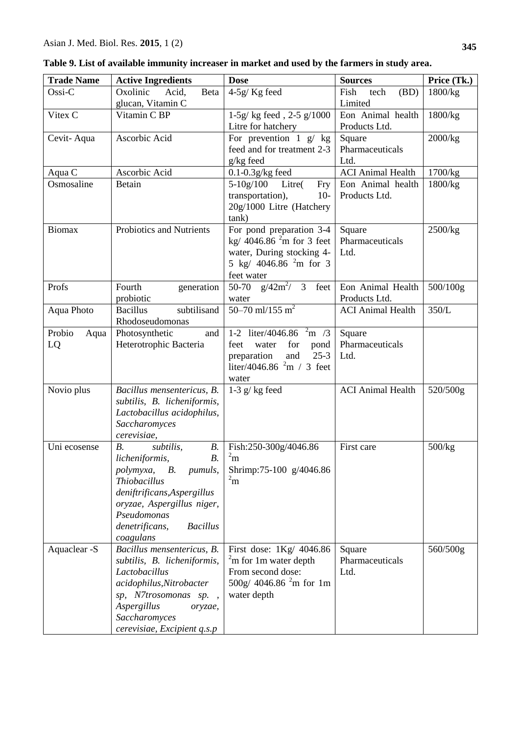**Table 9. List of available immunity increaser in market and used by the farmers in study area.**

| Trade Name | Active Ingredients | Dose | Sources | Price (Tk.) |
|---|---|---|---|---|
| Ossi-C | Oxolinic Acid, Beta glucan, Vitamin C | 4-5g/ Kg feed | Fish tech (BD) Limited | 1800/kg |
| Vitex C | Vitamin C BP | 1-5g/ kg feed , 2-5 g/1000 Litre for hatchery | Eon Animal health Products Ltd. | 1800/kg |
| Cevit- Aqua | Ascorbic Acid | For prevention 1 g/ kg feed and for treatment 2-3 g/kg feed | Square Pharmaceuticals Ltd. | 2000/kg |
| Aqua C | Ascorbic Acid | 0.1-0.3g/kg feed | ACI Animal Health | 1700/kg |
| Osmosaline | Betain | 5-10g/100 Litre( Fry transportation), 10-20g/1000 Litre (Hatchery tank) | Eon Animal health Products Ltd. | 1800/kg |
| Biomax | Probiotics and Nutrients | For pond preparation 3-4 kg/ 4046.86 $^2$m for 3 feet water, During stocking 4-5 kg/ 4046.86 $^2$m for 3 feet water | Square Pharmaceuticals Ltd. | 2500/kg |
| Profs | Fourth generation probiotic | 50-70 g/42m$^2$/ 3 feet water | Eon Animal Health Products Ltd. | 500/100g |
| Aqua Photo | Bacillus subtilisand Rhodoseudomonas | 50–70 ml/155 m$^2$ | ACI Animal Health | 350/L |
| Probio Aqua LQ | Photosynthetic and Heterotrophic Bacteria | 1-2 liter/4046.86 $^2$m /3 feet water for pond preparation and 25-3 liter/4046.86 $^2$m / 3 feet water | Square Pharmaceuticals Ltd. | |
| Novio plus | *Bacillus mensentericus, B. subtilis, B. licheniformis, Lactobacillus acidophilus, Saccharomyces cerevisiae,* | 1-3 g/ kg feed | ACI Animal Health | 520/500g |
| Uni ecosense | *B. subtilis, B. licheniformis, B. polymyxa, B. pumuls, Thiobacillus deniftrificans,Aspergillus oryzae, Aspergillus niger, Pseudomonas denetrificans, Bacillus coagulans* | Fish:250-300g/4046.86 $^2$m Shrimp:75-100 g/4046.86 $^2$m | First care | 500/kg |
| Aquaclear -S | *Bacillus mensentericus, B. subtilis, B. licheniformis, Lactobacillus acidophilus,Nitrobacter sp, N7trosomonas sp. , Aspergillus oryzae, Saccharomyces cerevisiae, Excipient q.s.p* | First dose: 1Kg/ 4046.86 $^2$m for 1m water depth From second dose: 500g/ 4046.86 $^2$m for 1m water depth | Square Pharmaceuticals Ltd. | 560/500g |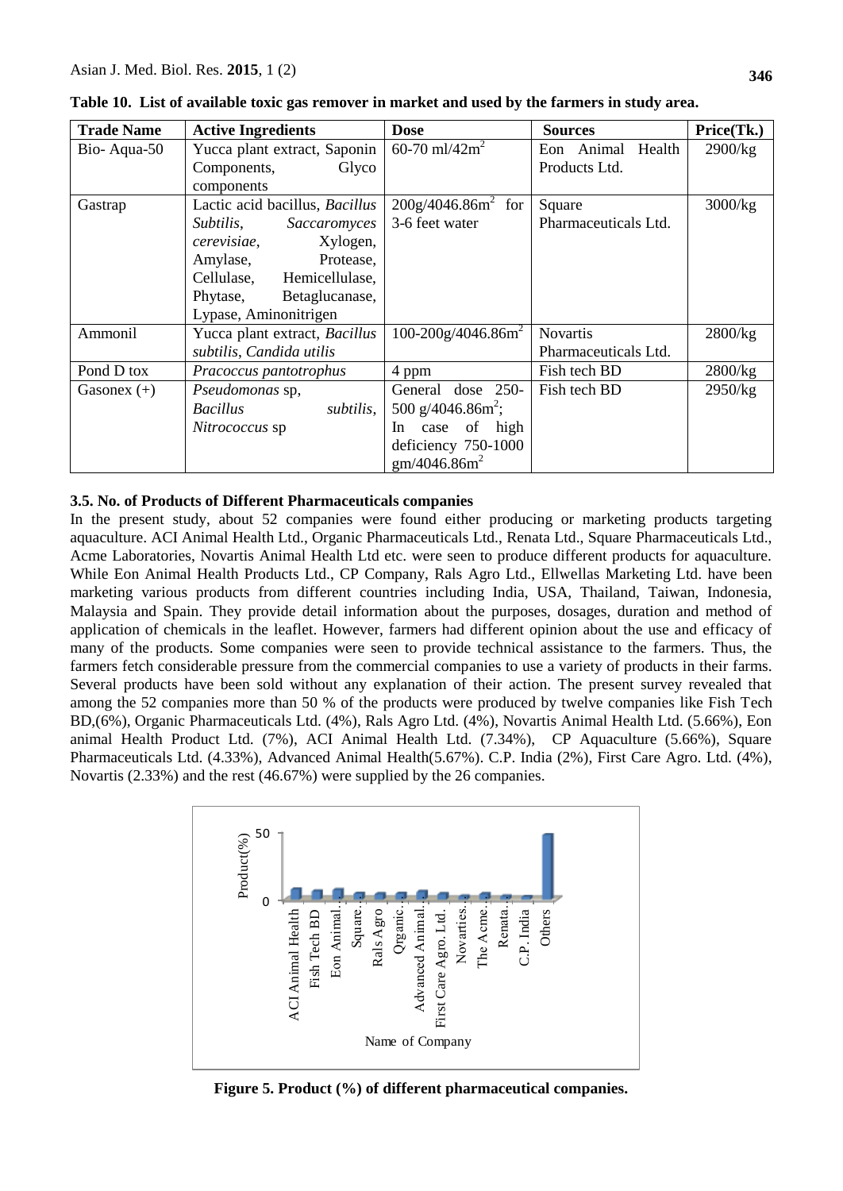**Table 10. List of available toxic gas remover in market and used by the farmers in study area.**

| Trade Name | Active Ingredients | Dose | Sources | Price(Tk.) |
|---|---|---|---|---|
| Bio- Aqua-50 | Yucca plant extract, Saponin Components, Glyco components | 60-70 ml/42m$^2$ | Eon Animal Health Products Ltd. | 2900/kg |
| Gastrap | Lactic acid bacillus, *Bacillus Subtilis*, *Saccaromyces cerevisiae*, Xylogen, Amylase, Protease, Cellulase, Hemicellulase, Phytase, Betaglucanase, Lypase, Aminonitrigen | 200g/4046.86m$^2$ for 3-6 feet water | Square Pharmaceuticals Ltd. | 3000/kg |
| Ammonil | Yucca plant extract, *Bacillus subtilis*, *Candida utilis* | 100-200g/4046.86m$^2$ | Novartis Pharmaceuticals Ltd. | 2800/kg |
| Pond D tox | *Pracoccus pantotrophus* | 4 ppm | Fish tech BD | 2800/kg |
| Gasonex (+) | *Pseudomonas* sp, *Bacillus subtilis*, *Nitrococcus* sp | General dose 250-500 g/4046.86m$^2$; In case of high deficiency 750-1000 gm/4046.86m$^2$ | Fish tech BD | 2950/kg |

### 3.5. No. of Products of Different Pharmaceuticals companies

In the present study, about 52 companies were found either producing or marketing products targeting aquaculture. ACI Animal Health Ltd., Organic Pharmaceuticals Ltd., Renata Ltd., Square Pharmaceuticals Ltd., Acme Laboratories, Novartis Animal Health Ltd etc. were seen to produce different products for aquaculture. While Eon Animal Health Products Ltd., CP Company, Rals Agro Ltd., Ellwellas Marketing Ltd. have been marketing various products from different countries including India, USA, Thailand, Taiwan, Indonesia, Malaysia and Spain. They provide detail information about the purposes, dosages, duration and method of application of chemicals in the leaflet. However, farmers had different opinion about the use and efficacy of many of the products. Some companies were seen to provide technical assistance to the farmers. Thus, the farmers fetch considerable pressure from the commercial companies to use a variety of products in their farms. Several products have been sold without any explanation of their action. The present survey revealed that among the 52 companies more than 50 % of the products were produced by twelve companies like Fish Tech BD,(6%), Organic Pharmaceuticals Ltd. (4%), Rals Agro Ltd. (4%), Novartis Animal Health Ltd. (5.66%), Eon animal Health Product Ltd. (7%), ACI Animal Health Ltd. (7.34%), CP Aquaculture (5.66%), Square Pharmaceuticals Ltd. (4.33%), Advanced Animal Health(5.67%). C.P. India (2%), First Care Agro. Ltd. (4%), Novartis (2.33%) and the rest (46.67%) were supplied by the 26 companies.

**Figure 5. Product (%) of different pharmaceutical companies.**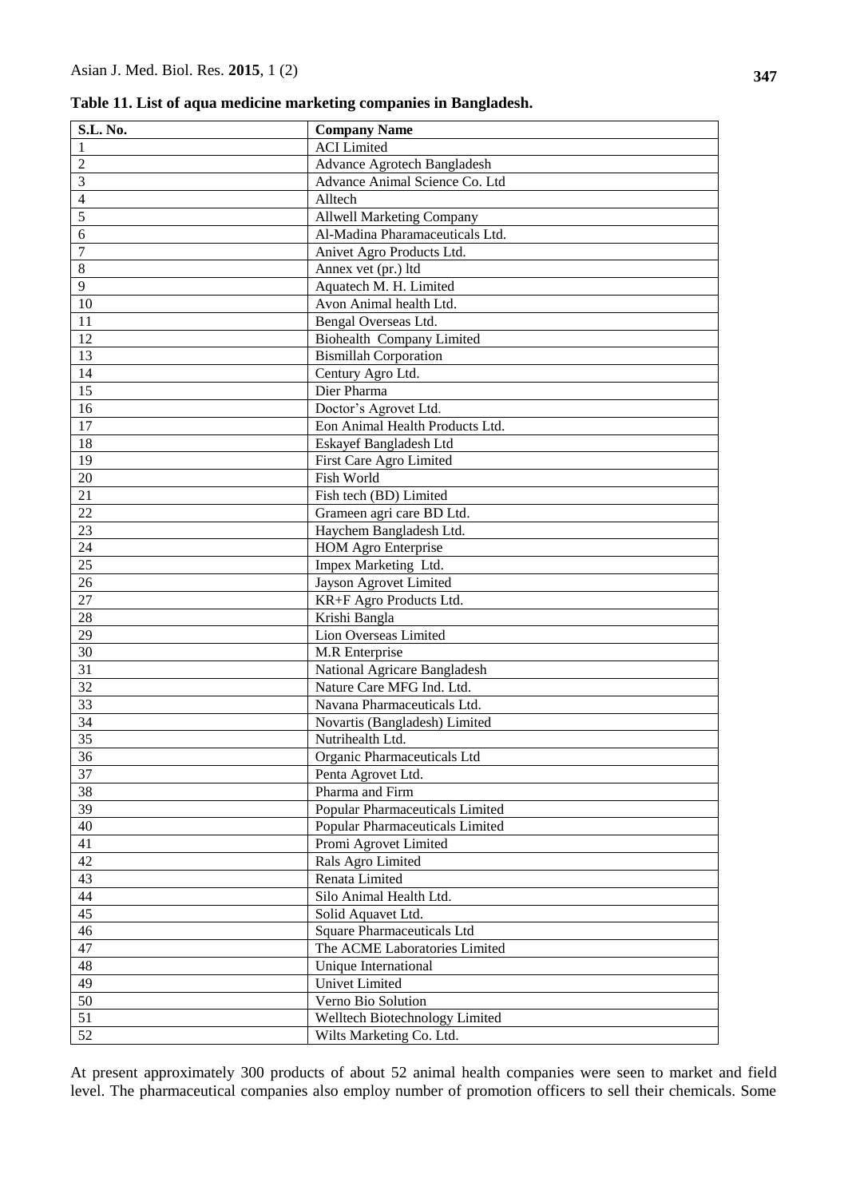**Table 11. List of aqua medicine marketing companies in Bangladesh.**

| S.L. No. | Company Name |
|---|---|
| 1 | ACI Limited |
| 2 | Advance Agrotech Bangladesh |
| 3 | Advance Animal Science Co. Ltd |
| 4 | Alltech |
| 5 | Allwell Marketing Company |
| 6 | Al-Madina Pharamaceuticals Ltd. |
| 7 | Anivet Agro Products Ltd. |
| 8 | Annex vet (pr.) ltd |
| 9 | Aquatech M. H. Limited |
| 10 | Avon Animal health Ltd. |
| 11 | Bengal Overseas Ltd. |
| 12 | Biohealth Company Limited |
| 13 | Bismillah Corporation |
| 14 | Century Agro Ltd. |
| 15 | Dier Pharma |
| 16 | Doctor's Agrovet Ltd. |
| 17 | Eon Animal Health Products Ltd. |
| 18 | Eskayef Bangladesh Ltd |
| 19 | First Care Agro Limited |
| 20 | Fish World |
| 21 | Fish tech (BD) Limited |
| 22 | Grameen agri care BD Ltd. |
| 23 | Haychem Bangladesh Ltd. |
| 24 | HOM Agro Enterprise |
| 25 | Impex Marketing Ltd. |
| 26 | Jayson Agrovet Limited |
| 27 | KR+F Agro Products Ltd. |
| 28 | Krishi Bangla |
| 29 | Lion Overseas Limited |
| 30 | M.R Enterprise |
| 31 | National Agricare Bangladesh |
| 32 | Nature Care MFG Ind. Ltd. |
| 33 | Navana Pharmaceuticals Ltd. |
| 34 | Novartis (Bangladesh) Limited |
| 35 | Nutrihealth Ltd. |
| 36 | Organic Pharmaceuticals Ltd |
| 37 | Penta Agrovet Ltd. |
| 38 | Pharma and Firm |
| 39 | Popular Pharmaceuticals Limited |
| 40 | Popular Pharmaceuticals Limited |
| 41 | Promi Agrovet Limited |
| 42 | Rals Agro Limited |
| 43 | Renata Limited |
| 44 | Silo Animal Health Ltd. |
| 45 | Solid Aquavet Ltd. |
| 46 | Square Pharmaceuticals Ltd |
| 47 | The ACME Laboratories Limited |
| 48 | Unique International |
| 49 | Univet Limited |
| 50 | Verno Bio Solution |
| 51 | Welltech Biotechnology Limited |
| 52 | Wilts Marketing Co. Ltd. |

At present approximately 300 products of about 52 animal health companies were seen to market and field level. The pharmaceutical companies also employ number of promotion officers to sell their chemicals. Some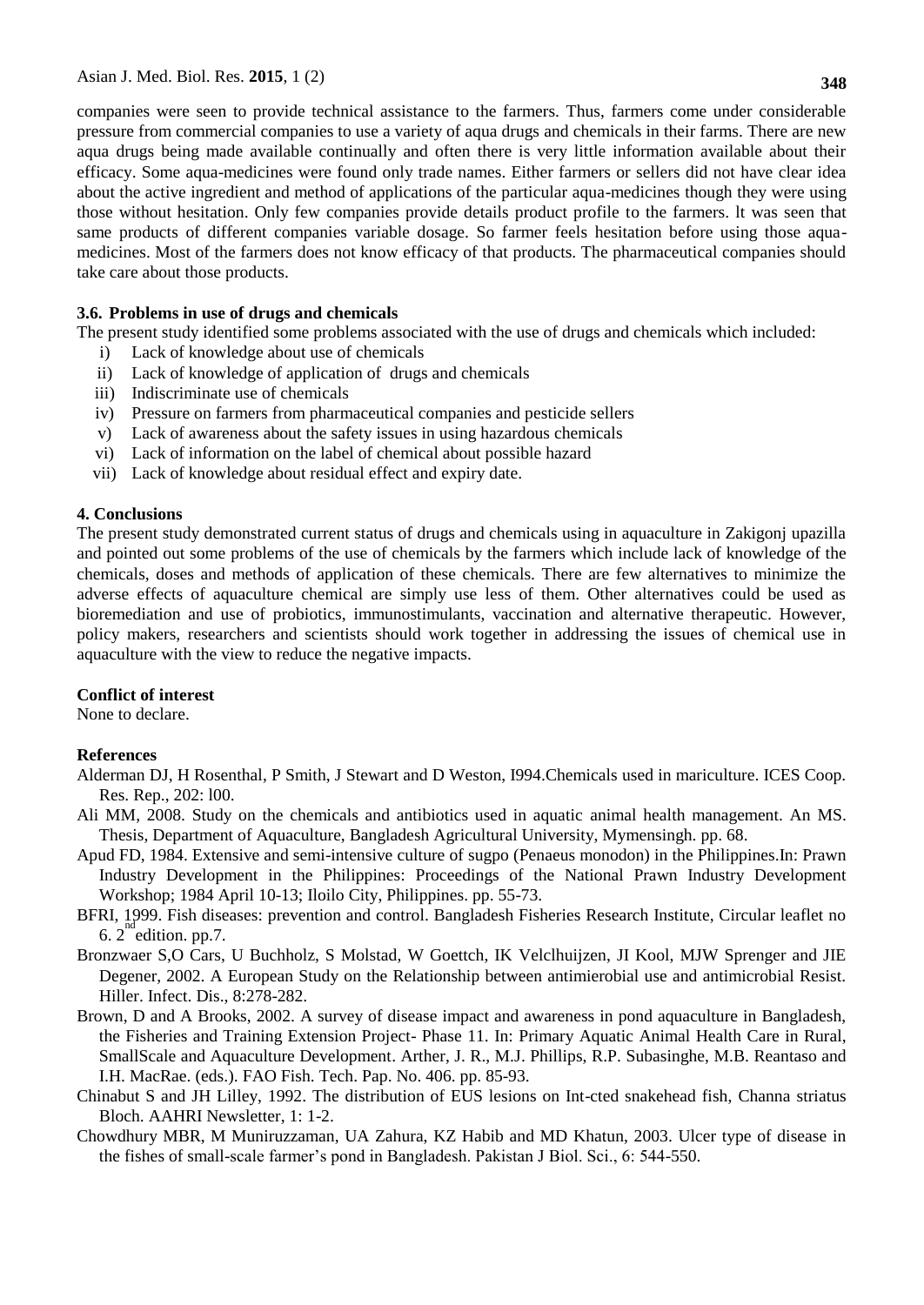companies were seen to provide technical assistance to the farmers. Thus, farmers come under considerable pressure from commercial companies to use a variety of aqua drugs and chemicals in their farms. There are new aqua drugs being made available continually and often there is very little information available about their efficacy. Some aqua-medicines were found only trade names. Either farmers or sellers did not have clear idea about the active ingredient and method of applications of the particular aqua-medicines though they were using those without hesitation. Only few companies provide details product profile to the farmers. lt was seen that same products of different companies variable dosage. So farmer feels hesitation before using those aqua-medicines. Most of the farmers does not know efficacy of that products. The pharmaceutical companies should take care about those products.

### 3.6. Problems in use of drugs and chemicals

The present study identified some problems associated with the use of drugs and chemicals which included:

i) Lack of knowledge about use of chemicals
ii) Lack of knowledge of application of drugs and chemicals
iii) Indiscriminate use of chemicals
iv) Pressure on farmers from pharmaceutical companies and pesticide sellers
v) Lack of awareness about the safety issues in using hazardous chemicals
vi) Lack of information on the label of chemical about possible hazard
vii) Lack of knowledge about residual effect and expiry date.

## 4. Conclusions

The present study demonstrated current status of drugs and chemicals using in aquaculture in Zakigonj upazilla and pointed out some problems of the use of chemicals by the farmers which include lack of knowledge of the chemicals, doses and methods of application of these chemicals. There are few alternatives to minimize the adverse effects of aquaculture chemical are simply use less of them. Other alternatives could be used as bioremediation and use of probiotics, immunostimulants, vaccination and alternative therapeutic. However, policy makers, researchers and scientists should work together in addressing the issues of chemical use in aquaculture with the view to reduce the negative impacts.

**Conflict of interest**

None to declare.

**References**

Alderman DJ, H Rosenthal, P Smith, J Stewart and D Weston, I994.Chemicals used in mariculture. ICES Coop. Res. Rep., 202: l00.

Ali MM, 2008. Study on the chemicals and antibiotics used in aquatic animal health management. An MS. Thesis, Department of Aquaculture, Bangladesh Agricultural University, Mymensingh. pp. 68.

Apud FD, 1984. Extensive and semi-intensive culture of sugpo (Penaeus monodon) in the Philippines.In: Prawn Industry Development in the Philippines: Proceedings of the National Prawn Industry Development Workshop; 1984 April 10-13; Iloilo City, Philippines. pp. 55-73.

BFRI, 1999. Fish diseases: prevention and control. Bangladesh Fisheries Research Institute, Circular leaflet no 6. 2nd edition. pp.7.

Bronzwaer S,O Cars, U Buchholz, S Molstad, W Goettch, IK Velclhuijzen, JI Kool, MJW Sprenger and JIE Degener, 2002. A European Study on the Relationship between antimierobial use and antimicrobial Resist. Hiller. Infect. Dis., 8:278-282.

Brown, D and A Brooks, 2002. A survey of disease impact and awareness in pond aquaculture in Bangladesh, the Fisheries and Training Extension Project- Phase 11. In: Primary Aquatic Animal Health Care in Rural, SmallScale and Aquaculture Development. Arther, J. R., M.J. Phillips, R.P. Subasinghe, M.B. Reantaso and I.H. MacRae. (eds.). FAO Fish. Tech. Pap. No. 406. pp. 85-93.

Chinabut S and JH Lilley, 1992. The distribution of EUS lesions on Int-cted snakehead fish, Channa striatus Bloch. AAHRI Newsletter, 1: 1-2.

Chowdhury MBR, M Muniruzzaman, UA Zahura, KZ Habib and MD Khatun, 2003. Ulcer type of disease in the fishes of small-scale farmer's pond in Bangladesh. Pakistan J Biol. Sci., 6: 544-550.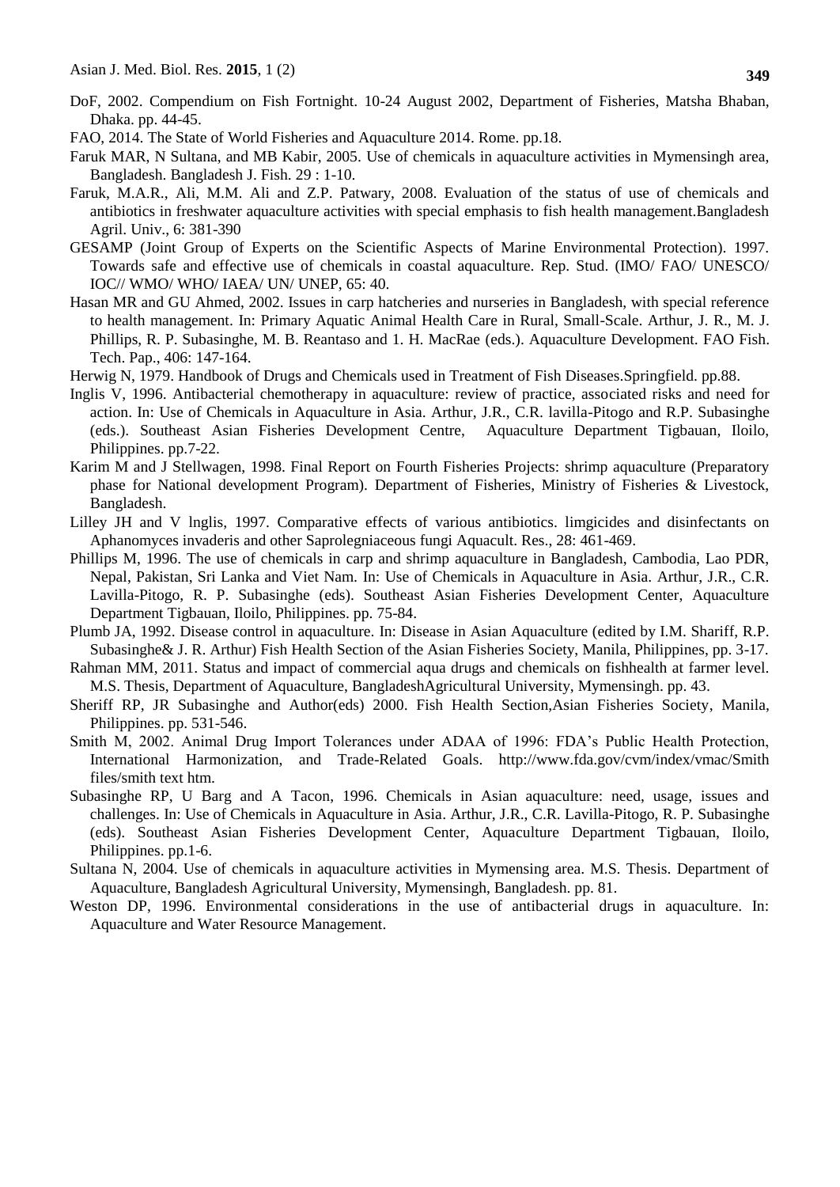DoF, 2002. Compendium on Fish Fortnight. 10-24 August 2002, Department of Fisheries, Matsha Bhaban, Dhaka. pp. 44-45.

FAO, 2014. The State of World Fisheries and Aquaculture 2014. Rome. pp.18.

Faruk MAR, N Sultana, and MB Kabir, 2005. Use of chemicals in aquaculture activities in Mymensingh area, Bangladesh. Bangladesh J. Fish. 29 : 1-10.

Faruk, M.A.R., Ali, M.M. Ali and Z.P. Patwary, 2008. Evaluation of the status of use of chemicals and antibiotics in freshwater aquaculture activities with special emphasis to fish health management.Bangladesh Agril. Univ., 6: 381-390

GESAMP (Joint Group of Experts on the Scientific Aspects of Marine Environmental Protection). 1997. Towards safe and effective use of chemicals in coastal aquaculture. Rep. Stud. (IMO/ FAO/ UNESCO/ IOC// WMO/ WHO/ IAEA/ UN/ UNEP, 65: 40.

Hasan MR and GU Ahmed, 2002. Issues in carp hatcheries and nurseries in Bangladesh, with special reference to health management. In: Primary Aquatic Animal Health Care in Rural, Small-Scale. Arthur, J. R., M. J. Phillips, R. P. Subasinghe, M. B. Reantaso and 1. H. MacRae (eds.). Aquaculture Development. FAO Fish. Tech. Pap., 406: 147-164.

Herwig N, 1979. Handbook of Drugs and Chemicals used in Treatment of Fish Diseases.Springfield. pp.88.

Inglis V, 1996. Antibacterial chemotherapy in aquaculture: review of practice, associated risks and need for action. In: Use of Chemicals in Aquaculture in Asia. Arthur, J.R., C.R. lavilla-Pitogo and R.P. Subasinghe (eds.). Southeast Asian Fisheries Development Centre, Aquaculture Department Tigbauan, Iloilo, Philippines. pp.7-22.

Karim M and J Stellwagen, 1998. Final Report on Fourth Fisheries Projects: shrimp aquaculture (Preparatory phase for National development Program). Department of Fisheries, Ministry of Fisheries & Livestock, Bangladesh.

Lilley JH and V lnglis, 1997. Comparative effects of various antibiotics. limgicides and disinfectants on Aphanomyces invaderis and other Saprolegniaceous fungi Aquacult. Res., 28: 461-469.

Phillips M, 1996. The use of chemicals in carp and shrimp aquaculture in Bangladesh, Cambodia, Lao PDR, Nepal, Pakistan, Sri Lanka and Viet Nam. In: Use of Chemicals in Aquaculture in Asia. Arthur, J.R., C.R. Lavilla-Pitogo, R. P. Subasinghe (eds). Southeast Asian Fisheries Development Center, Aquaculture Department Tigbauan, Iloilo, Philippines. pp. 75-84.

Plumb JA, 1992. Disease control in aquaculture. In: Disease in Asian Aquaculture (edited by I.M. Shariff, R.P. Subasinghe& J. R. Arthur) Fish Health Section of the Asian Fisheries Society, Manila, Philippines, pp. 3-17.

Rahman MM, 2011. Status and impact of commercial aqua drugs and chemicals on fishhealth at farmer level. M.S. Thesis, Department of Aquaculture, BangladeshAgricultural University, Mymensingh. pp. 43.

Sheriff RP, JR Subasinghe and Author(eds) 2000. Fish Health Section,Asian Fisheries Society, Manila, Philippines. pp. 531-546.

Smith M, 2002. Animal Drug Import Tolerances under ADAA of 1996: FDA's Public Health Protection, International Harmonization, and Trade-Related Goals. http://www.fda.gov/cvm/index/vmac/Smith files/smith text htm.

Subasinghe RP, U Barg and A Tacon, 1996. Chemicals in Asian aquaculture: need, usage, issues and challenges. In: Use of Chemicals in Aquaculture in Asia. Arthur, J.R., C.R. Lavilla-Pitogo, R. P. Subasinghe (eds). Southeast Asian Fisheries Development Center, Aquaculture Department Tigbauan, Iloilo, Philippines. pp.1-6.

Sultana N, 2004. Use of chemicals in aquaculture activities in Mymensing area. M.S. Thesis. Department of Aquaculture, Bangladesh Agricultural University, Mymensingh, Bangladesh. pp. 81.

Weston DP, 1996. Environmental considerations in the use of antibacterial drugs in aquaculture. In: Aquaculture and Water Resource Management.